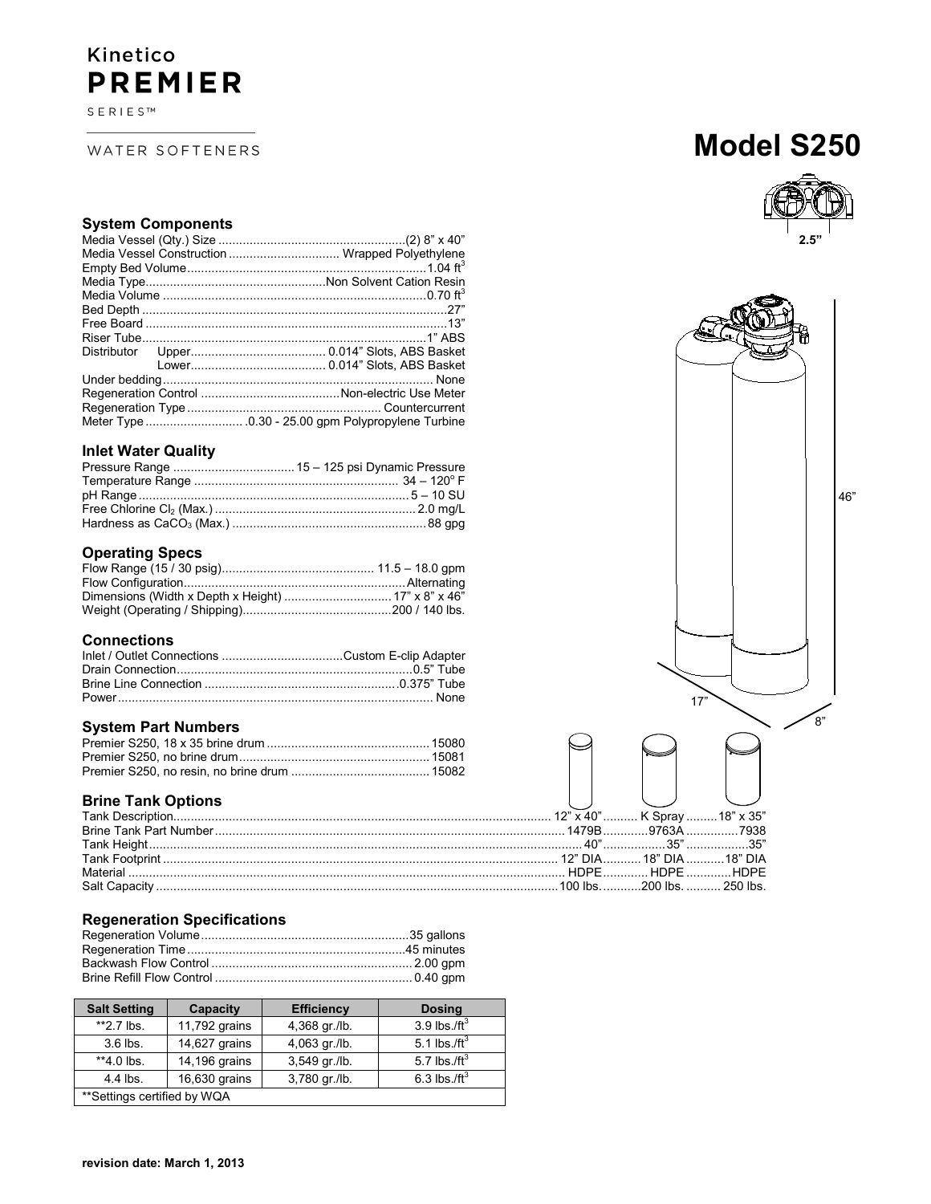Kinetico
**PREMIER**
SERIES™

WATER SOFTENERS

# Model S250

### System Components

Media Vessel (Qty.) Size: (2) 8" x 40"
Media Vessel Construction: Wrapped Polyethylene
Empty Bed Volume: 1.04 $ft^3$
Media Type: Non Solvent Cation Resin
Media Volume: 0.70 $ft^3$
Bed Depth: 27"
Free Board: 13"
Riser Tube: 1" ABS
Distributor Upper: 0.014" Slots, ABS Basket
Distributor Lower: 0.014" Slots, ABS Basket
Under bedding: None
Regeneration Control: Non-electric Use Meter
Regeneration Type: Countercurrent
Meter Type: .0.30 - 25.00 gpm Polypropylene Turbine

### Inlet Water Quality

Pressure Range: 15 – 125 psi Dynamic Pressure
Temperature Range: 34 – 120° F
pH Range: 5 – 10 SU
Free Chlorine $Cl_2$ (Max.): 2.0 mg/L
Hardness as $CaCO_3$ (Max.): 88 gpg

### Operating Specs

Flow Range (15 / 30 psig): 11.5 – 18.0 gpm
Flow Configuration: Alternating
Dimensions (Width x Depth x Height): 17" x 8" x 46"
Weight (Operating / Shipping): 200 / 140 lbs.

### Connections

Inlet / Outlet Connections: Custom E-clip Adapter
Drain Connection: 0.5" Tube
Brine Line Connection: 0.375" Tube
Power: None

### System Part Numbers

Premier S250, 18 x 35 brine drum: 15080
Premier S250, no brine drum: 15081
Premier S250, no resin, no brine drum: 15082

### Brine Tank Options

| Tank Description | 12" x 40" | K Spray | 18" x 35" |
|---|---|---|---|
| Brine Tank Part Number | 1479B | 9763A | 7938 |
| Tank Height | 40" | 35" | 35" |
| Tank Footprint | 12" DIA | 18" DIA | 18" DIA |
| Material | HDPE | HDPE | HDPE |
| Salt Capacity | 100 lbs. | 200 lbs. | 250 lbs. |

### Regeneration Specifications

Regeneration Volume: 35 gallons
Regeneration Time: 45 minutes
Backwash Flow Control: 2.00 gpm
Brine Refill Flow Control: 0.40 gpm

| Salt Setting | Capacity | Efficiency | Dosing |
|---|---|---|---|
| **2.7 lbs. | 11,792 grains | 4,368 gr./lb. | 3.9 lbs./$ft^3$ |
| 3.6 lbs. | 14,627 grains | 4,063 gr./lb. | 5.1 lbs./$ft^3$ |
| **4.0 lbs. | 14,196 grains | 3,549 gr./lb. | 5.7 lbs./$ft^3$ |
| 4.4 lbs. | 16,630 grains | 3,780 gr./lb. | 6.3 lbs./$ft^3$ |
| **Settings certified by WQA | | | |

2.5"

46"

17"

8"

**revision date: March 1, 2013**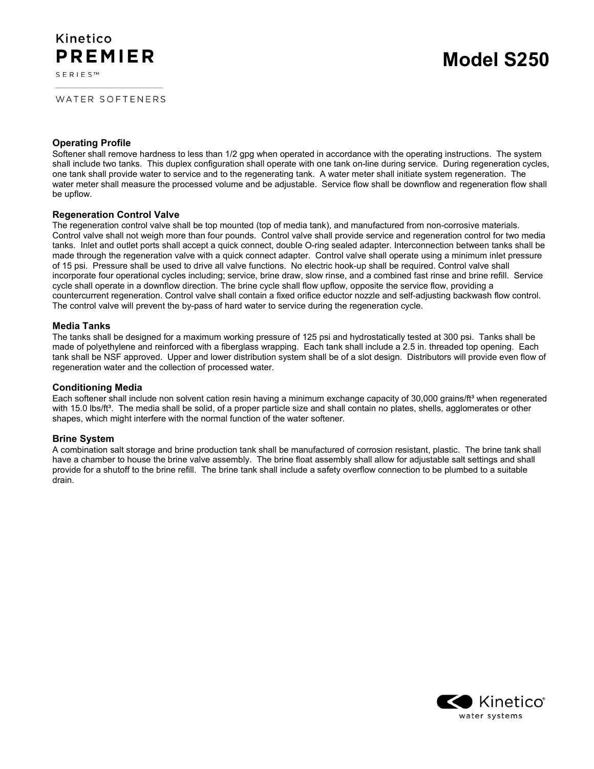Kinetico
**PREMIER**
SERIES™

WATER SOFTENERS

# Model S250

### Operating Profile

Softener shall remove hardness to less than 1/2 gpg when operated in accordance with the operating instructions. The system shall include two tanks. This duplex configuration shall operate with one tank on-line during service. During regeneration cycles, one tank shall provide water to service and to the regenerating tank. A water meter shall initiate system regeneration. The water meter shall measure the processed volume and be adjustable. Service flow shall be downflow and regeneration flow shall be upflow.

### Regeneration Control Valve

The regeneration control valve shall be top mounted (top of media tank), and manufactured from non-corrosive materials. Control valve shall not weigh more than four pounds. Control valve shall provide service and regeneration control for two media tanks. Inlet and outlet ports shall accept a quick connect, double O-ring sealed adapter. Interconnection between tanks shall be made through the regeneration valve with a quick connect adapter. Control valve shall operate using a minimum inlet pressure of 15 psi. Pressure shall be used to drive all valve functions. No electric hook-up shall be required. Control valve shall incorporate four operational cycles including; service, brine draw, slow rinse, and a combined fast rinse and brine refill. Service cycle shall operate in a downflow direction. The brine cycle shall flow upflow, opposite the service flow, providing a countercurrent regeneration. Control valve shall contain a fixed orifice eductor nozzle and self-adjusting backwash flow control. The control valve will prevent the by-pass of hard water to service during the regeneration cycle.

### Media Tanks

The tanks shall be designed for a maximum working pressure of 125 psi and hydrostatically tested at 300 psi. Tanks shall be made of polyethylene and reinforced with a fiberglass wrapping. Each tank shall include a 2.5 in. threaded top opening. Each tank shall be NSF approved. Upper and lower distribution system shall be of a slot design. Distributors will provide even flow of regeneration water and the collection of processed water.

### Conditioning Media

Each softener shall include non solvent cation resin having a minimum exchange capacity of 30,000 grains/ft³ when regenerated with 15.0 lbs/ft³. The media shall be solid, of a proper particle size and shall contain no plates, shells, agglomerates or other shapes, which might interfere with the normal function of the water softener.

### Brine System

A combination salt storage and brine production tank shall be manufactured of corrosion resistant, plastic. The brine tank shall have a chamber to house the brine valve assembly. The brine float assembly shall allow for adjustable salt settings and shall provide for a shutoff to the brine refill. The brine tank shall include a safety overflow connection to be plumbed to a suitable drain.

Kinetico® water systems